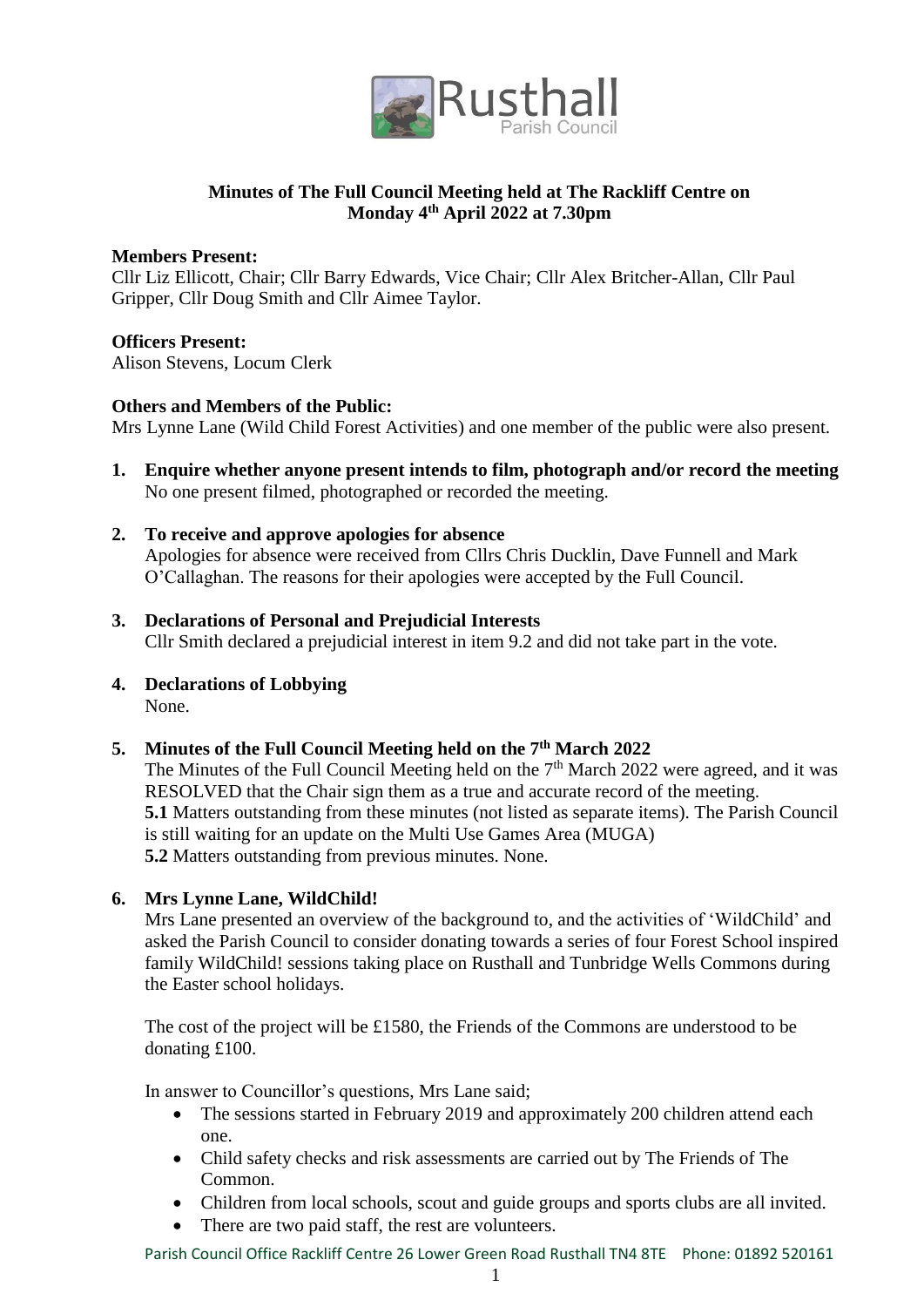# Minutes of The Full Council Meeting held at The Rackliff Centre on Monday 4th April 2022 at 7.30pm

**Members Present:**
Cllr Liz Ellicott, Chair; Cllr Barry Edwards, Vice Chair; Cllr Alex Britcher-Allan, Cllr Paul Gripper, Cllr Doug Smith and Cllr Aimee Taylor.

**Officers Present:**
Alison Stevens, Locum Clerk

**Others and Members of the Public:**
Mrs Lynne Lane (Wild Child Forest Activities) and one member of the public were also present.

1. **Enquire whether anyone present intends to film, photograph and/or record the meeting**
   No one present filmed, photographed or recorded the meeting.

2. **To receive and approve apologies for absence**
   Apologies for absence were received from Cllrs Chris Ducklin, Dave Funnell and Mark O'Callaghan. The reasons for their apologies were accepted by the Full Council.

3. **Declarations of Personal and Prejudicial Interests**
   Cllr Smith declared a prejudicial interest in item 9.2 and did not take part in the vote.

4. **Declarations of Lobbying**
   None.

5. **Minutes of the Full Council Meeting held on the 7th March 2022**
   The Minutes of the Full Council Meeting held on the 7th March 2022 were agreed, and it was RESOLVED that the Chair sign them as a true and accurate record of the meeting.
   **5.1** Matters outstanding from these minutes (not listed as separate items). The Parish Council is still waiting for an update on the Multi Use Games Area (MUGA)
   **5.2** Matters outstanding from previous minutes. None.

6. **Mrs Lynne Lane, WildChild!**
   Mrs Lane presented an overview of the background to, and the activities of 'WildChild' and asked the Parish Council to consider donating towards a series of four Forest School inspired family WildChild! sessions taking place on Rusthall and Tunbridge Wells Commons during the Easter school holidays.

   The cost of the project will be £1580, the Friends of the Commons are understood to be donating £100.

   In answer to Councillor's questions, Mrs Lane said;

   - The sessions started in February 2019 and approximately 200 children attend each one.
   - Child safety checks and risk assessments are carried out by The Friends of The Common.
   - Children from local schools, scout and guide groups and sports clubs are all invited.
   - There are two paid staff, the rest are volunteers.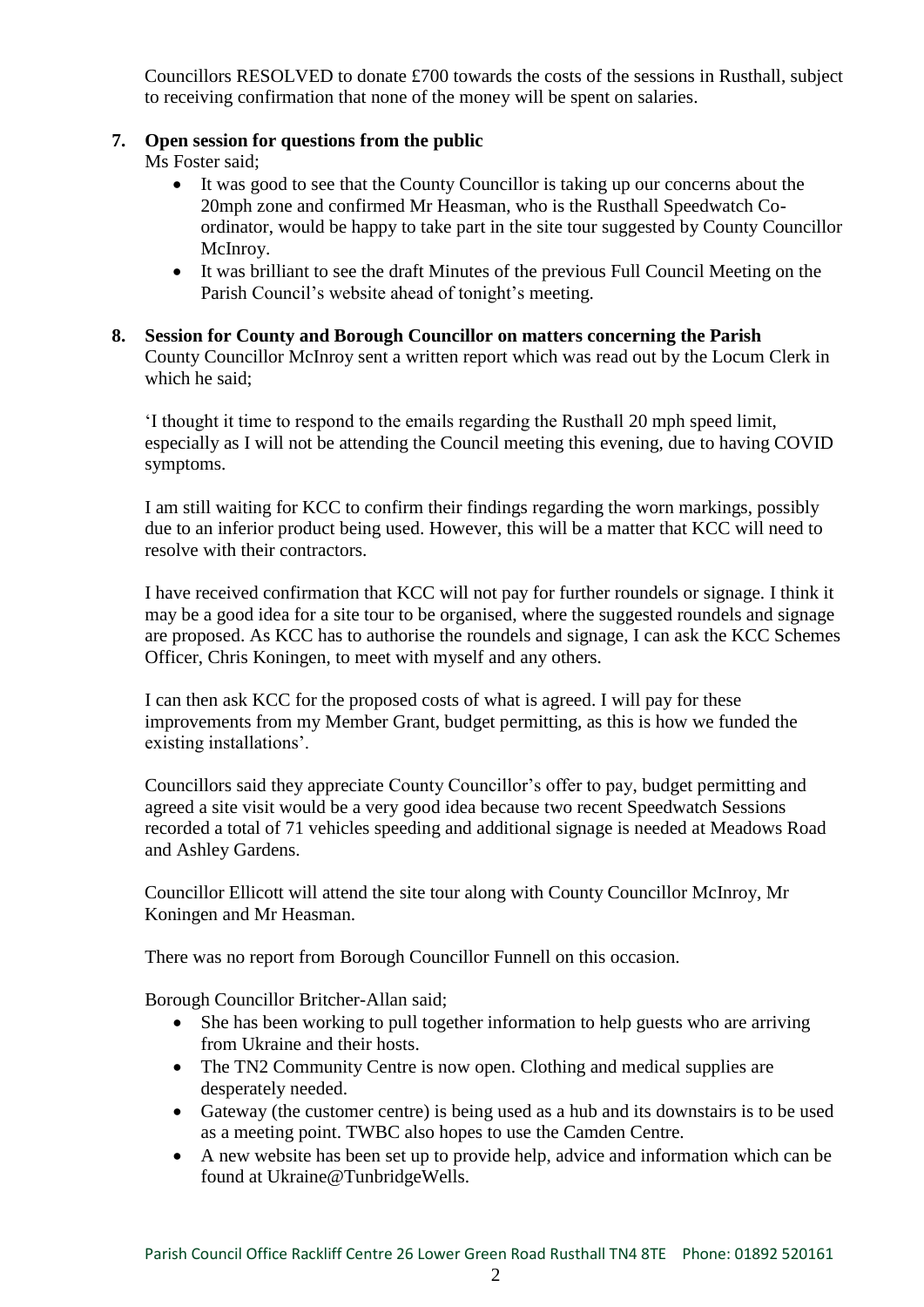Councillors RESOLVED to donate £700 towards the costs of the sessions in Rusthall, subject to receiving confirmation that none of the money will be spent on salaries.

**7. Open session for questions from the public**

Ms Foster said;

- It was good to see that the County Councillor is taking up our concerns about the 20mph zone and confirmed Mr Heasman, who is the Rusthall Speedwatch Co-ordinator, would be happy to take part in the site tour suggested by County Councillor McInroy.
- It was brilliant to see the draft Minutes of the previous Full Council Meeting on the Parish Council's website ahead of tonight's meeting.

**8. Session for County and Borough Councillor on matters concerning the Parish**

County Councillor McInroy sent a written report which was read out by the Locum Clerk in which he said;

'I thought it time to respond to the emails regarding the Rusthall 20 mph speed limit, especially as I will not be attending the Council meeting this evening, due to having COVID symptoms.

I am still waiting for KCC to confirm their findings regarding the worn markings, possibly due to an inferior product being used. However, this will be a matter that KCC will need to resolve with their contractors.

I have received confirmation that KCC will not pay for further roundels or signage. I think it may be a good idea for a site tour to be organised, where the suggested roundels and signage are proposed. As KCC has to authorise the roundels and signage, I can ask the KCC Schemes Officer, Chris Koningen, to meet with myself and any others.

I can then ask KCC for the proposed costs of what is agreed. I will pay for these improvements from my Member Grant, budget permitting, as this is how we funded the existing installations'.

Councillors said they appreciate County Councillor's offer to pay, budget permitting and agreed a site visit would be a very good idea because two recent Speedwatch Sessions recorded a total of 71 vehicles speeding and additional signage is needed at Meadows Road and Ashley Gardens.

Councillor Ellicott will attend the site tour along with County Councillor McInroy, Mr Koningen and Mr Heasman.

There was no report from Borough Councillor Funnell on this occasion.

Borough Councillor Britcher-Allan said;

- She has been working to pull together information to help guests who are arriving from Ukraine and their hosts.
- The TN2 Community Centre is now open. Clothing and medical supplies are desperately needed.
- Gateway (the customer centre) is being used as a hub and its downstairs is to be used as a meeting point. TWBC also hopes to use the Camden Centre.
- A new website has been set up to provide help, advice and information which can be found at Ukraine@TunbridgeWells.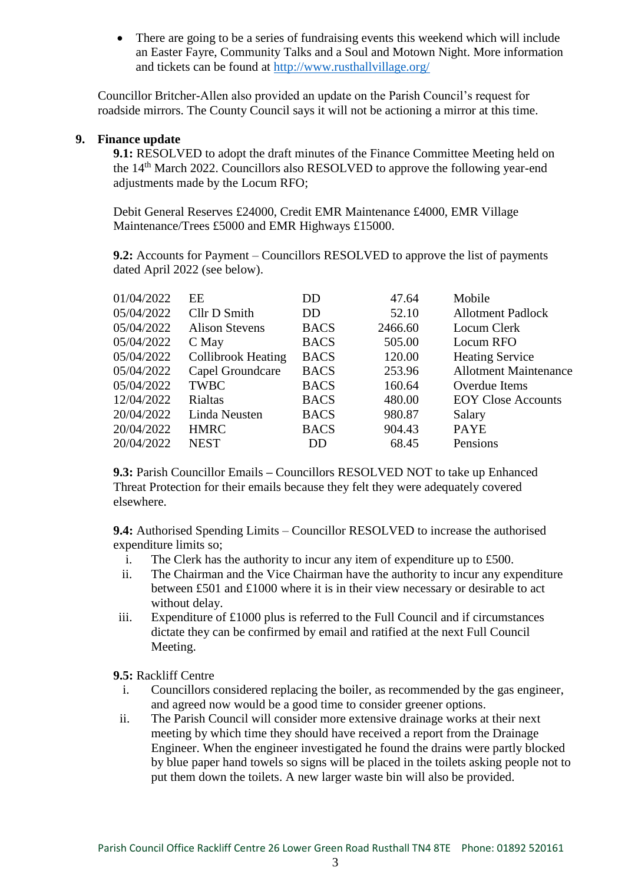- There are going to be a series of fundraising events this weekend which will include an Easter Fayre, Community Talks and a Soul and Motown Night. More information and tickets can be found at http://www.rusthallvillage.org/

Councillor Britcher-Allen also provided an update on the Parish Council's request for roadside mirrors. The County Council says it will not be actioning a mirror at this time.

**9. Finance update**

**9.1:** RESOLVED to adopt the draft minutes of the Finance Committee Meeting held on the 14th March 2022. Councillors also RESOLVED to approve the following year-end adjustments made by the Locum RFO;

Debit General Reserves £24000, Credit EMR Maintenance £4000, EMR Village Maintenance/Trees £5000 and EMR Highways £15000.

**9.2:** Accounts for Payment – Councillors RESOLVED to approve the list of payments dated April 2022 (see below).

| | | | | |
|---|---|---|---|---|
| 01/04/2022 | EE | DD | 47.64 | Mobile |
| 05/04/2022 | Cllr D Smith | DD | 52.10 | Allotment Padlock |
| 05/04/2022 | Alison Stevens | BACS | 2466.60 | Locum Clerk |
| 05/04/2022 | C May | BACS | 505.00 | Locum RFO |
| 05/04/2022 | Collibrook Heating | BACS | 120.00 | Heating Service |
| 05/04/2022 | Capel Groundcare | BACS | 253.96 | Allotment Maintenance |
| 05/04/2022 | TWBC | BACS | 160.64 | Overdue Items |
| 12/04/2022 | Rialtas | BACS | 480.00 | EOY Close Accounts |
| 20/04/2022 | Linda Neusten | BACS | 980.87 | Salary |
| 20/04/2022 | HMRC | BACS | 904.43 | PAYE |
| 20/04/2022 | NEST | DD | 68.45 | Pensions |

**9.3:** Parish Councillor Emails **–** Councillors RESOLVED NOT to take up Enhanced Threat Protection for their emails because they felt they were adequately covered elsewhere.

**9.4:** Authorised Spending Limits – Councillor RESOLVED to increase the authorised expenditure limits so;

i. The Clerk has the authority to incur any item of expenditure up to £500.
ii. The Chairman and the Vice Chairman have the authority to incur any expenditure between £501 and £1000 where it is in their view necessary or desirable to act without delay.
iii. Expenditure of £1000 plus is referred to the Full Council and if circumstances dictate they can be confirmed by email and ratified at the next Full Council Meeting.

**9.5:** Rackliff Centre

i. Councillors considered replacing the boiler, as recommended by the gas engineer, and agreed now would be a good time to consider greener options.
ii. The Parish Council will consider more extensive drainage works at their next meeting by which time they should have received a report from the Drainage Engineer. When the engineer investigated he found the drains were partly blocked by blue paper hand towels so signs will be placed in the toilets asking people not to put them down the toilets. A new larger waste bin will also be provided.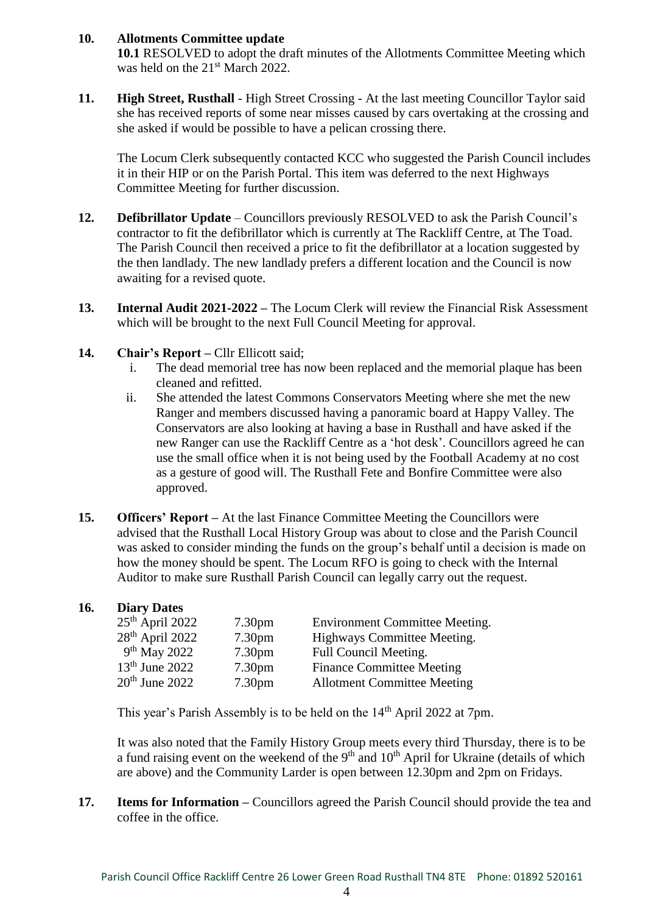**10. Allotments Committee update**

**10.1** RESOLVED to adopt the draft minutes of the Allotments Committee Meeting which was held on the 21st March 2022.

**11. High Street, Rusthall** - High Street Crossing - At the last meeting Councillor Taylor said she has received reports of some near misses caused by cars overtaking at the crossing and she asked if would be possible to have a pelican crossing there.

The Locum Clerk subsequently contacted KCC who suggested the Parish Council includes it in their HIP or on the Parish Portal. This item was deferred to the next Highways Committee Meeting for further discussion.

**12. Defibrillator Update** – Councillors previously RESOLVED to ask the Parish Council's contractor to fit the defibrillator which is currently at The Rackliff Centre, at The Toad. The Parish Council then received a price to fit the defibrillator at a location suggested by the then landlady. The new landlady prefers a different location and the Council is now awaiting for a revised quote.

**13. Internal Audit 2021-2022 –** The Locum Clerk will review the Financial Risk Assessment which will be brought to the next Full Council Meeting for approval.

**14. Chair's Report –** Cllr Ellicott said;

i. The dead memorial tree has now been replaced and the memorial plaque has been cleaned and refitted.
ii. She attended the latest Commons Conservators Meeting where she met the new Ranger and members discussed having a panoramic board at Happy Valley. The Conservators are also looking at having a base in Rusthall and have asked if the new Ranger can use the Rackliff Centre as a 'hot desk'. Councillors agreed he can use the small office when it is not being used by the Football Academy at no cost as a gesture of good will. The Rusthall Fete and Bonfire Committee were also approved.

**15. Officers' Report –** At the last Finance Committee Meeting the Councillors were advised that the Rusthall Local History Group was about to close and the Parish Council was asked to consider minding the funds on the group's behalf until a decision is made on how the money should be spent. The Locum RFO is going to check with the Internal Auditor to make sure Rusthall Parish Council can legally carry out the request.

**16. Diary Dates**

| | | |
|---|---|---|
| 25th April 2022 | 7.30pm | Environment Committee Meeting. |
| 28th April 2022 | 7.30pm | Highways Committee Meeting. |
| 9th May 2022 | 7.30pm | Full Council Meeting. |
| 13th June 2022 | 7.30pm | Finance Committee Meeting |
| 20th June 2022 | 7.30pm | Allotment Committee Meeting |

This year's Parish Assembly is to be held on the 14th April 2022 at 7pm.

It was also noted that the Family History Group meets every third Thursday, there is to be a fund raising event on the weekend of the 9th and 10th April for Ukraine (details of which are above) and the Community Larder is open between 12.30pm and 2pm on Fridays.

**17. Items for Information –** Councillors agreed the Parish Council should provide the tea and coffee in the office.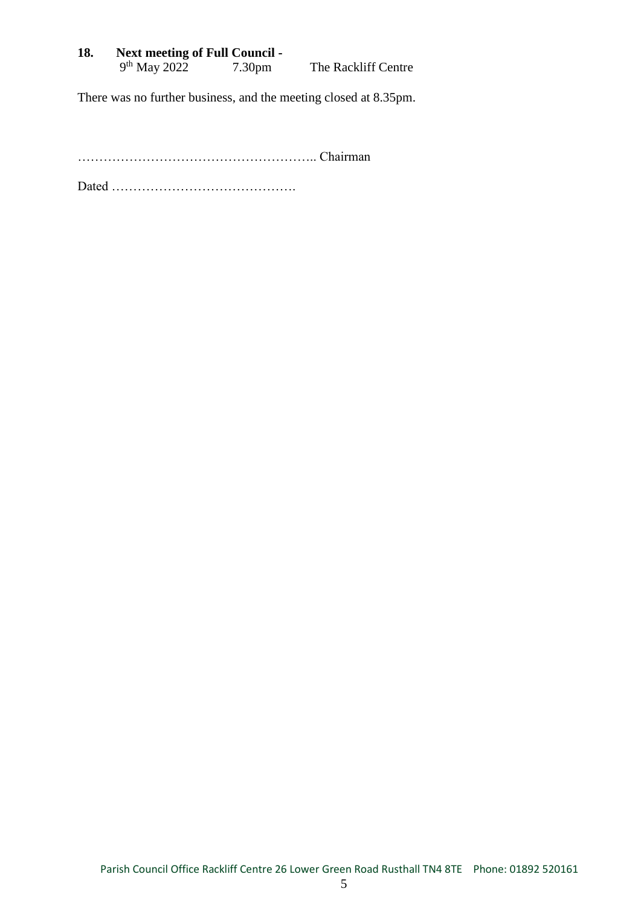**18. Next meeting of Full Council -**

9th May 2022 7.30pm The Rackliff Centre

There was no further business, and the meeting closed at 8.35pm.

……………………………………………….. Chairman

Dated …………………………………….